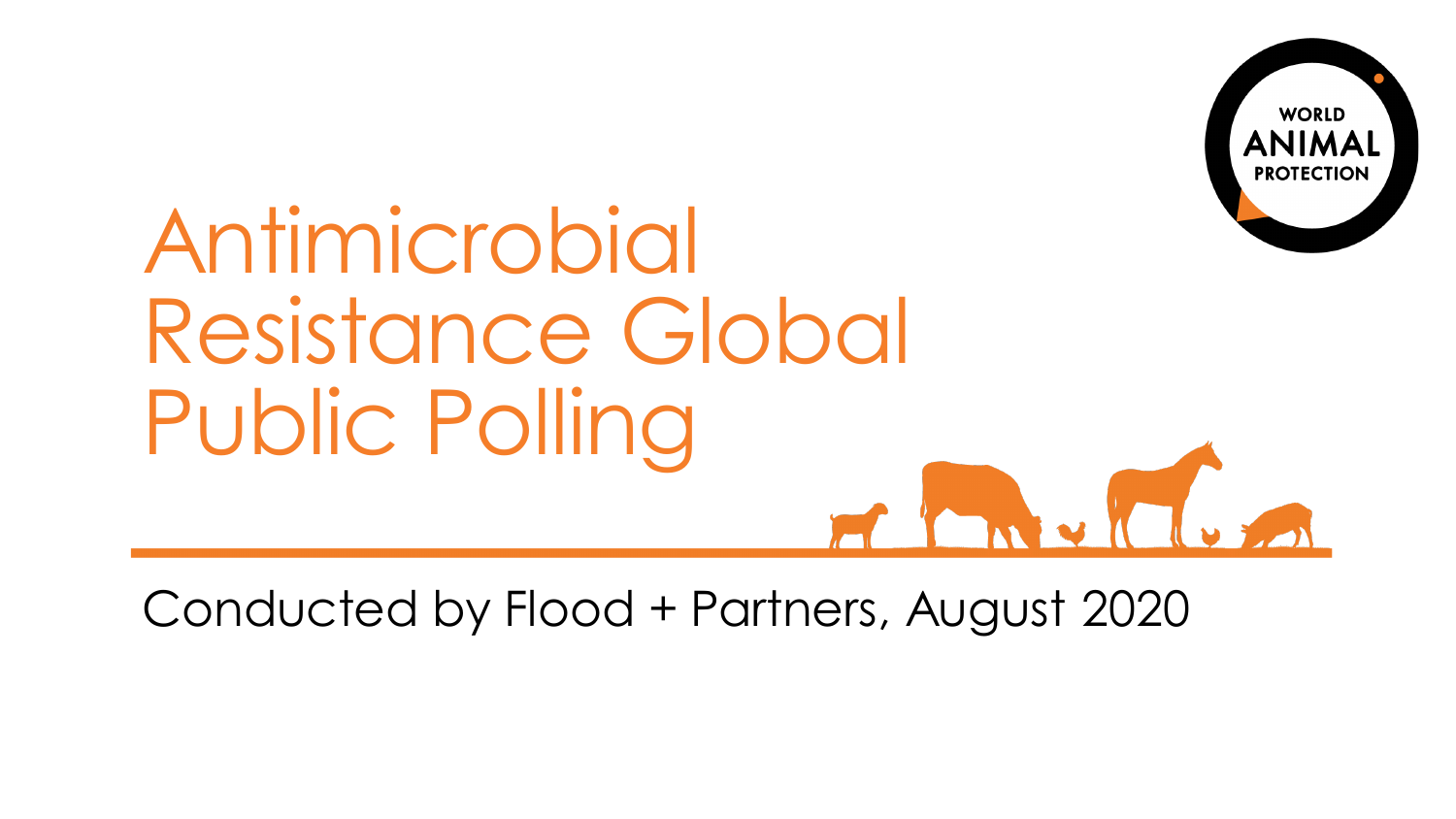WORLD ANIMAL PROTECTION

# Antimicrobial Resistance Global Public Polling

Conducted by Flood + Partners, August 2020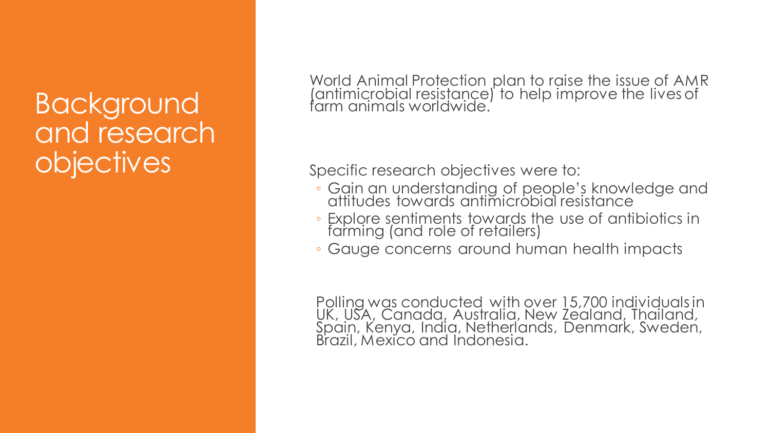# Background and research objectives

World Animal Protection plan to raise the issue of AMR (antimicrobial resistance) to help improve the lives of farm animals worldwide.

Specific research objectives were to:

- Gain an understanding of people's knowledge and attitudes towards antimicrobial resistance
- Explore sentiments towards the use of antibiotics in farming (and role of retailers)
- Gauge concerns around human health impacts

Polling was conducted with over 15,700 individuals in UK, USA, Canada, Australia, New Zealand, Thailand, Spain, Kenya, India, Netherlands, Denmark, Sweden, Brazil, Mexico and Indonesia.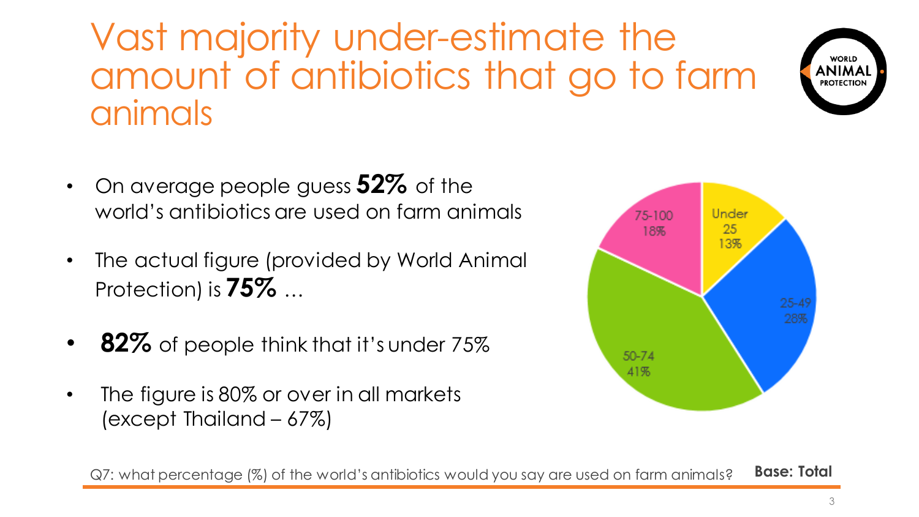# Vast majority under-estimate the amount of antibiotics that go to farm animals

WORLD ANIMAL PROTECTION

- On average people guess **52%** of the world's antibiotics are used on farm animals
- The actual figure (provided by World Animal Protection) is **75%** …
- **82%** of people think that it's under 75%
- The figure is 80% or over in all markets (except Thailand – 67%)

| Range | % |
|---|---|
| Under 25 | 13% |
| 25-49 | 28% |
| 50-74 | 41% |
| 75-100 | 18% |

Q7: what percentage (%) of the world's antibiotics would you say are used on farm animals? **Base: Total**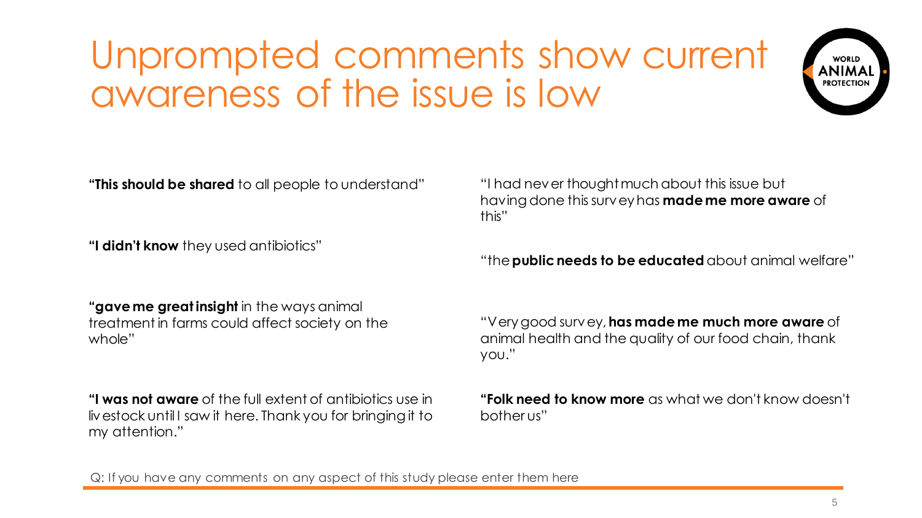# Unprompted comments show current awareness of the issue is low

**"This should be shared** to all people to understand"

**"I didn't know** they used antibiotics"

**"gave me great insight** in the ways animal treatment in farms could affect society on the whole"

**"I was not aware** of the full extent of antibiotics use in livestock until I saw it here. Thank you for bringing it to my attention."

"I had never thought much about this issue but having done this survey has **made me more aware** of this"

"the **public needs to be educated** about animal welfare"

"Very good survey, **has made me much more aware** of animal health and the quality of our food chain, thank you."

**"Folk need to know more** as what we don't know doesn't bother us"

Q: If you have any comments on any aspect of this study please enter them here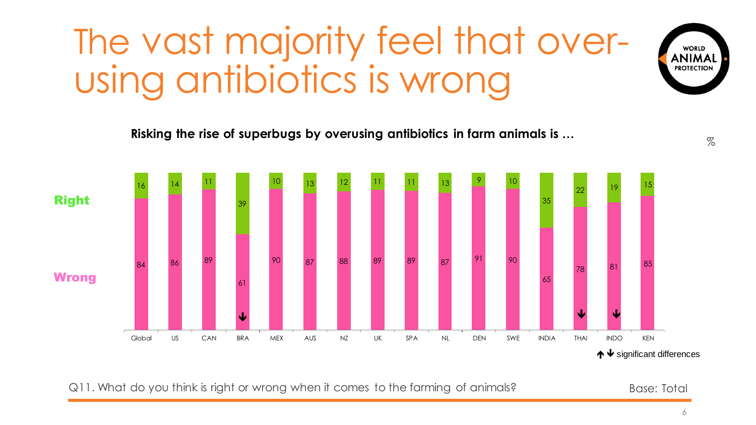# The vast majority feel that over-using antibiotics is wrong

**Risking the rise of superbugs by overusing antibiotics in farm animals is …**

%

| | Global | US | CAN | BRA | MEX | AUS | NZ | UK | SPA | NL | DEN | SWE | INDIA | THAI | INDO | KEN |
|---|---|---|---|---|---|---|---|---|---|---|---|---|---|---|---|---|
| Right | 16 | 14 | 11 | 39 | 10 | 13 | 12 | 11 | 11 | 13 | 9 | 10 | 35 | 22 | 19 | 15 |
| Wrong | 84 | 86 | 89 | 61 ↓ | 90 | 87 | 88 | 89 | 89 | 87 | 91 | 90 | 65 | 78 ↓ | 81 ↓ | 85 |

↑↓ significant differences

Q11. What do you think is right or wrong when it comes to the farming of animals?

Base: Total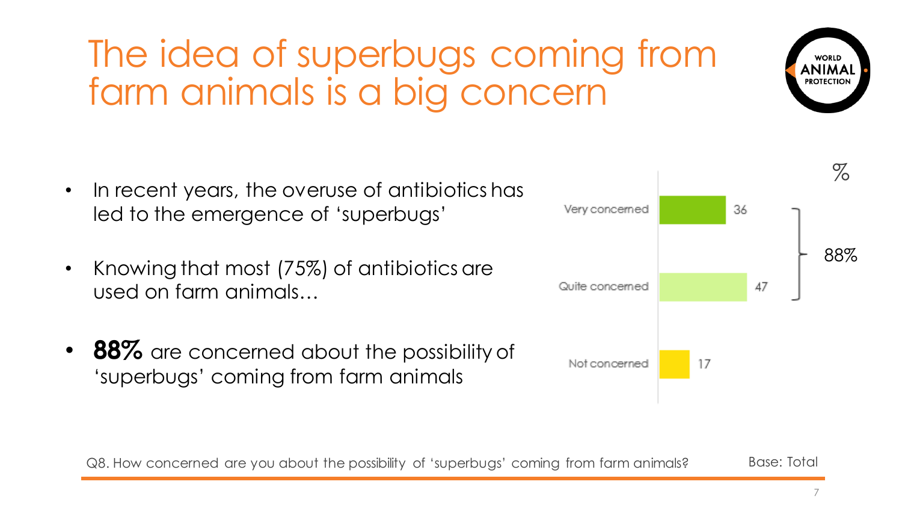# The idea of superbugs coming from farm animals is a big concern

- In recent years, the overuse of antibiotics has led to the emergence of 'superbugs'
- Knowing that most (75%) of antibiotics are used on farm animals…
- **88%** are concerned about the possibility of 'superbugs' coming from farm animals

| | % |
|---|---|
| Very concerned | 36 |
| Quite concerned | 47 |
| Not concerned | 17 |

Very concerned + Quite concerned: 88%

Q8. How concerned are you about the possibility of 'superbugs' coming from farm animals?

Base: Total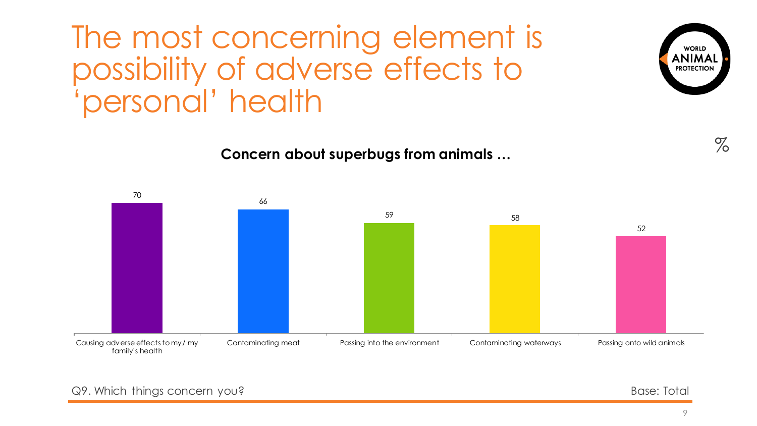# The most concerning element is possibility of adverse effects to 'personal' health

**Concern about superbugs from animals …**

%

| Causing adverse effects to my / my family's health | Contaminating meat | Passing into the environment | Contaminating waterways | Passing onto wild animals |
|---|---|---|---|---|
| 70 | 66 | 59 | 58 | 52 |

Q9. Which things concern you?

Base: Total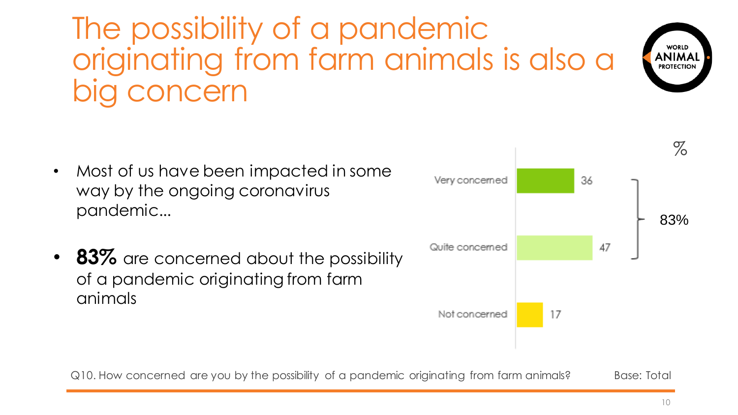# The possibility of a pandemic originating from farm animals is also a big concern

- Most of us have been impacted in some way by the ongoing coronavirus pandemic…
- **83%** are concerned about the possibility of a pandemic originating from farm animals

| | % |
|---|---|
| Very concerned | 36 |
| Quite concerned | 47 |
| Not concerned | 17 |

Very concerned + Quite concerned: 83%

Q10. How concerned are you by the possibility of a pandemic originating from farm animals? Base: Total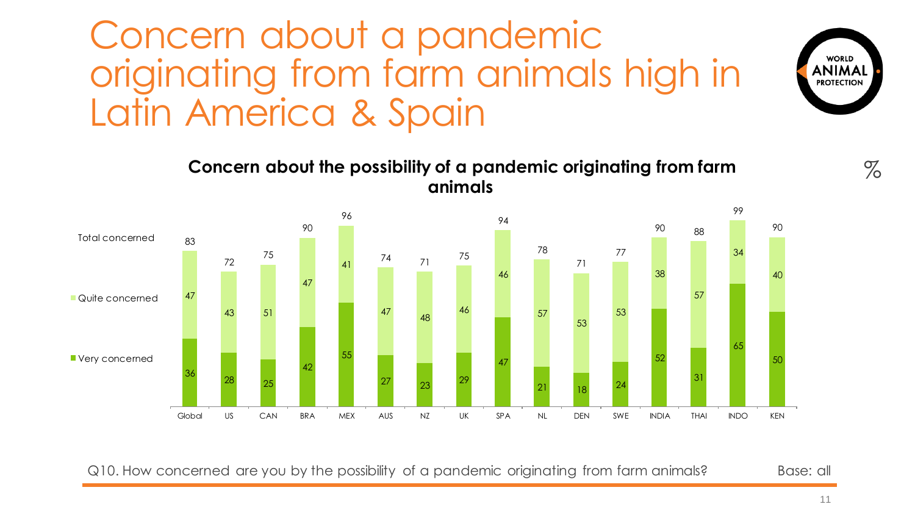# Concern about a pandemic originating from farm animals high in Latin America & Spain

**Concern about the possibility of a pandemic originating from farm animals**

%

| | Global | US | CAN | BRA | MEX | AUS | NZ | UK | SPA | NL | DEN | SWE | INDIA | THAI | INDO | KEN |
|---|---|---|---|---|---|---|---|---|---|---|---|---|---|---|---|---|
| Total concerned | 83 | 72 | 75 | 90 | 96 | 74 | 71 | 75 | 94 | 78 | 71 | 77 | 90 | 88 | 99 | 90 |
| Quite concerned | 47 | 43 | 51 | 47 | 41 | 47 | 48 | 46 | 46 | 57 | 53 | 53 | 38 | 57 | 34 | 40 |
| Very concerned | 36 | 28 | 25 | 42 | 55 | 27 | 23 | 29 | 47 | 21 | 18 | 24 | 52 | 31 | 65 | 50 |

Q10. How concerned are you by the possibility of a pandemic originating from farm animals? Base: all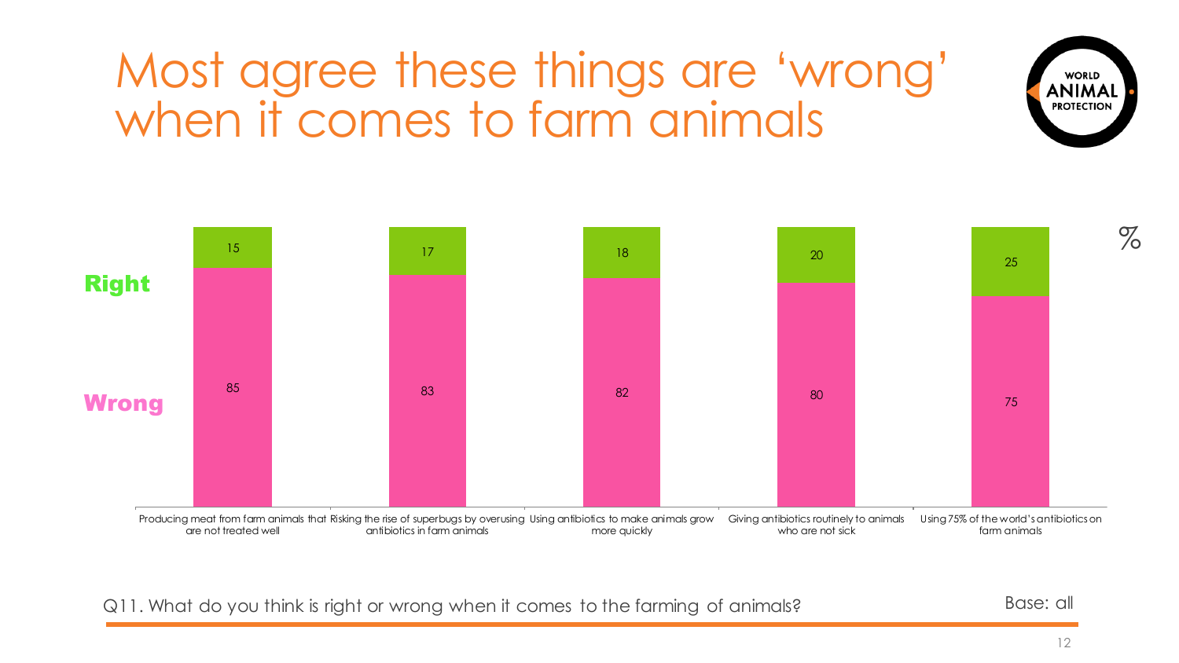# Most agree these things are 'wrong' when it comes to farm animals

%

| | Producing meat from farm animals that are not treated well | Risking the rise of superbugs by overusing antibiotics in farm animals | Using antibiotics to make animals grow more quickly | Giving antibiotics routinely to animals who are not sick | Using 75% of the world's antibiotics on farm animals |
|---|---|---|---|---|---|
| **Right** | 15 | 17 | 18 | 20 | 25 |
| **Wrong** | 85 | 83 | 82 | 80 | 75 |

Q11. What do you think is right or wrong when it comes to the farming of animals?

Base: all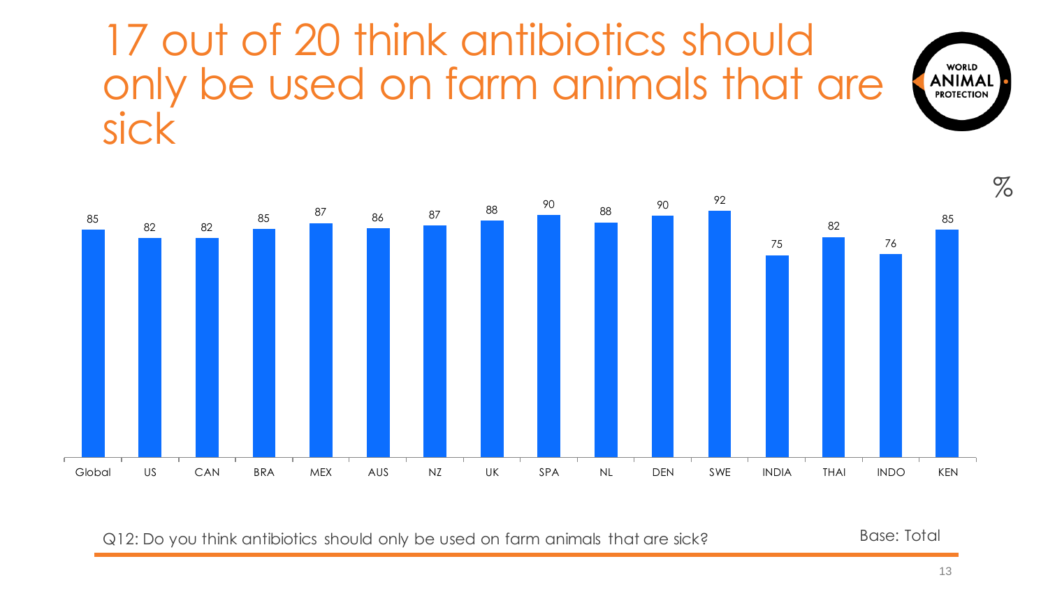# 17 out of 20 think antibiotics should only be used on farm animals that are sick

%

| Global | US | CAN | BRA | MEX | AUS | NZ | UK | SPA | NL | DEN | SWE | INDIA | THAI | INDO | KEN |
|---|---|---|---|---|---|---|---|---|---|---|---|---|---|---|---|
| 85 | 82 | 82 | 85 | 87 | 86 | 87 | 88 | 90 | 88 | 90 | 92 | 75 | 82 | 76 | 85 |

Q12: Do you think antibiotics should only be used on farm animals that are sick?

Base: Total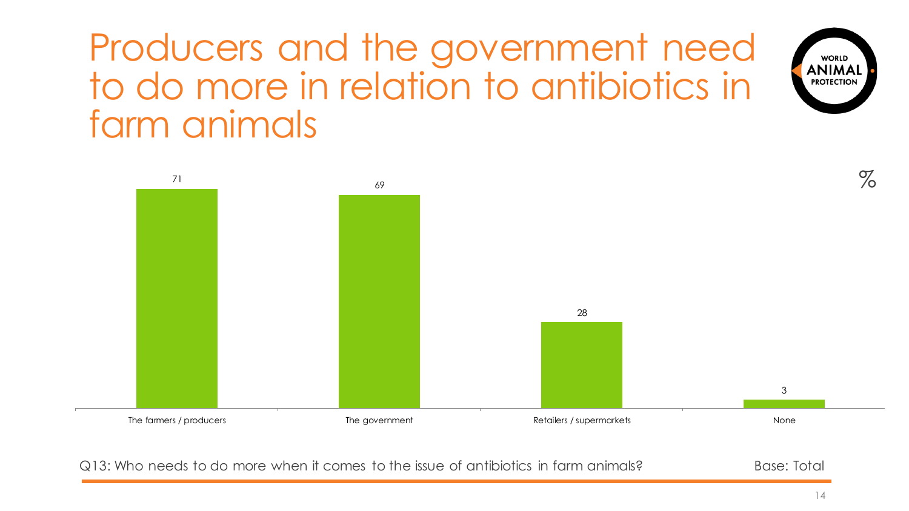# Producers and the government need to do more in relation to antibiotics in farm animals

| | % |
|---|---|
| The farmers / producers | 71 |
| The government | 69 |
| Retailers / supermarkets | 28 |
| None | 3 |

Q13: Who needs to do more when it comes to the issue of antibiotics in farm animals?

Base: Total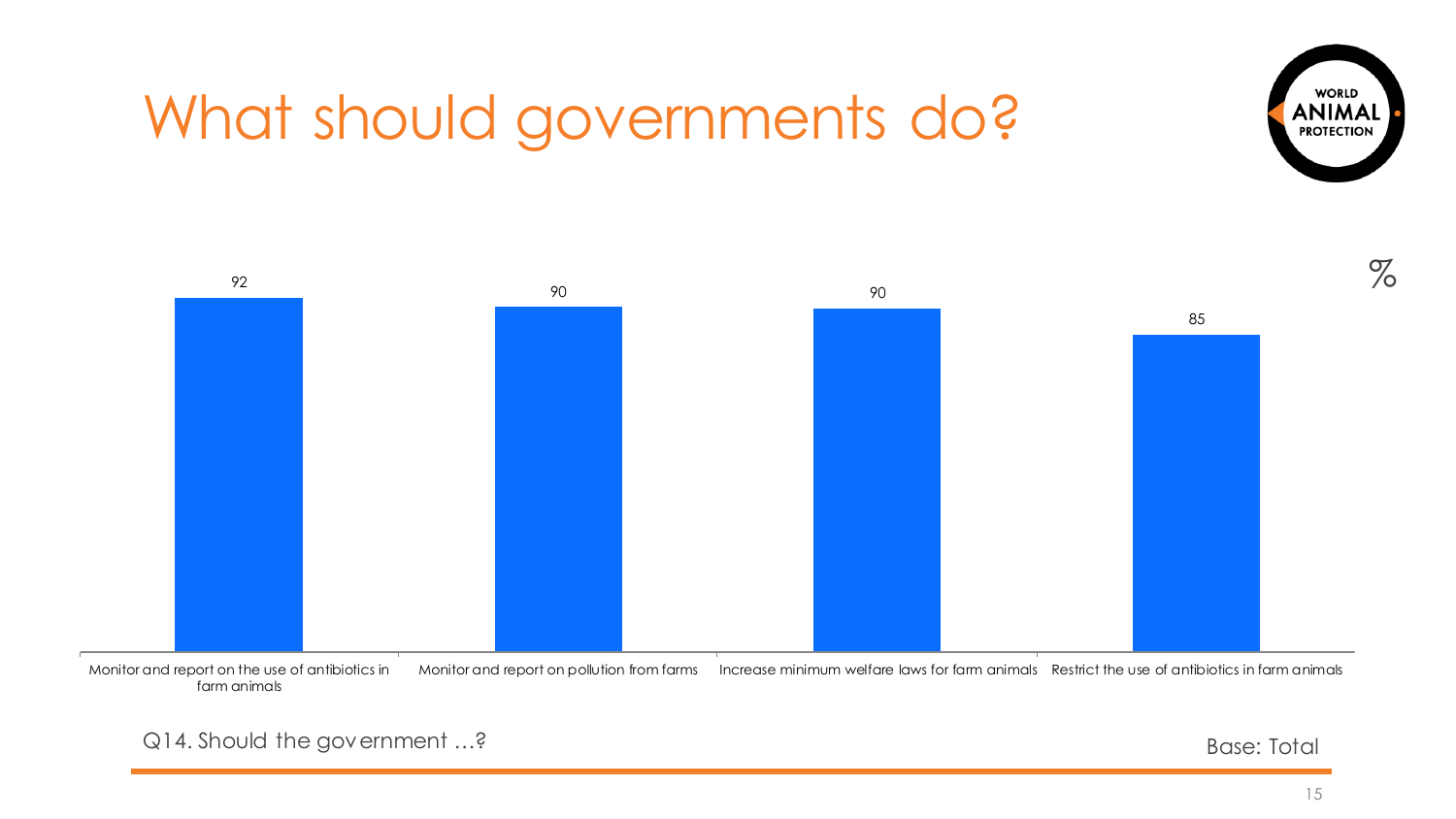# What should governments do?

%

| Q14. Should the government …? | % |
|---|---|
| Monitor and report on the use of antibiotics in farm animals | 92 |
| Monitor and report on pollution from farms | 90 |
| Increase minimum welfare laws for farm animals | 90 |
| Restrict the use of antibiotics in farm animals | 85 |

Q14. Should the government …?

Base: Total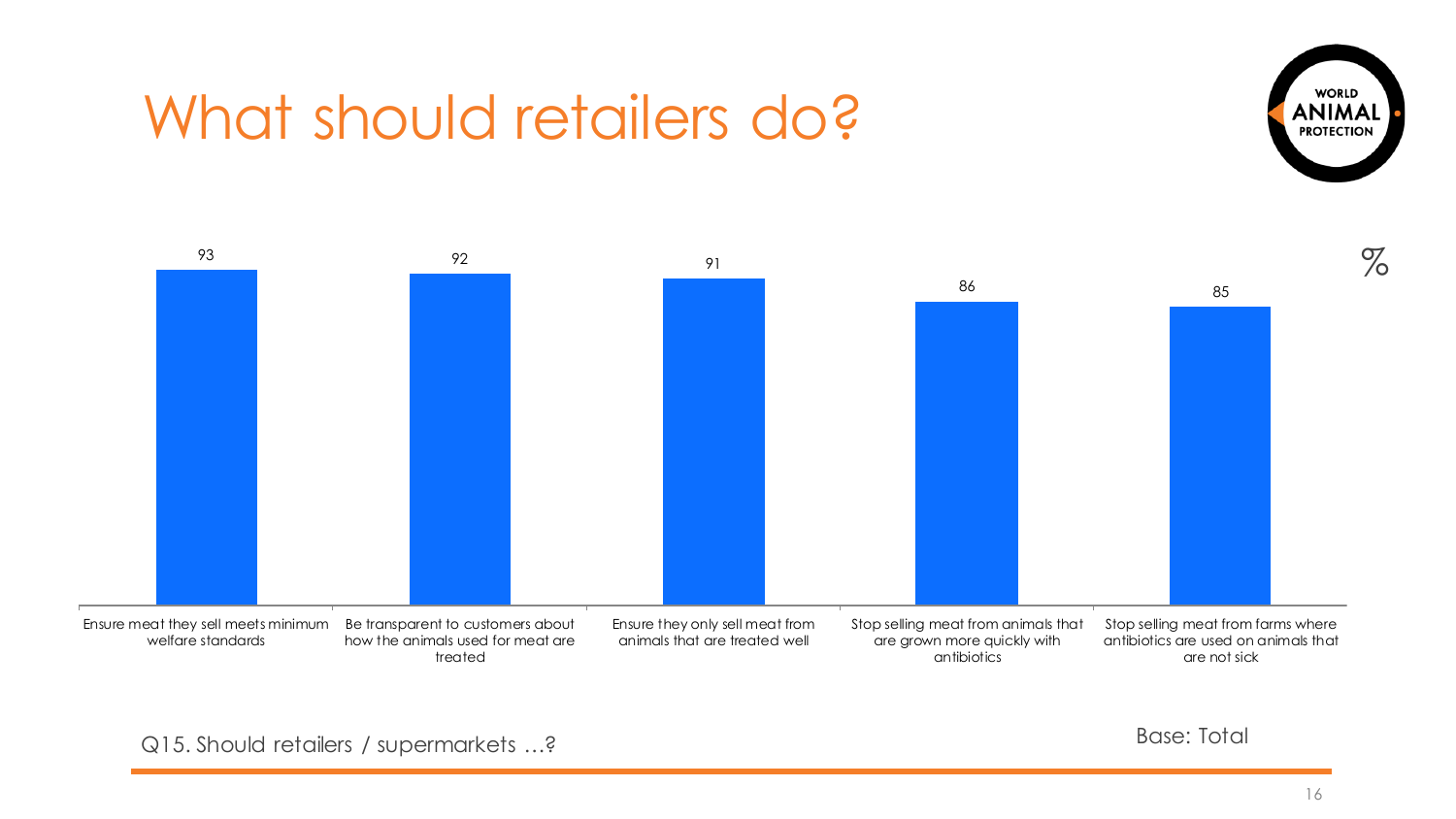# What should retailers do?

%

| Should retailers / supermarkets ...? | % |
|---|---|
| Ensure meat they sell meets minimum welfare standards | 93 |
| Be transparent to customers about how the animals used for meat are treated | 92 |
| Ensure they only sell meat from animals that are treated well | 91 |
| Stop selling meat from animals that are grown more quickly with antibiotics | 86 |
| Stop selling meat from farms where antibiotics are used on animals that are not sick | 85 |

Q15. Should retailers / supermarkets …?

Base: Total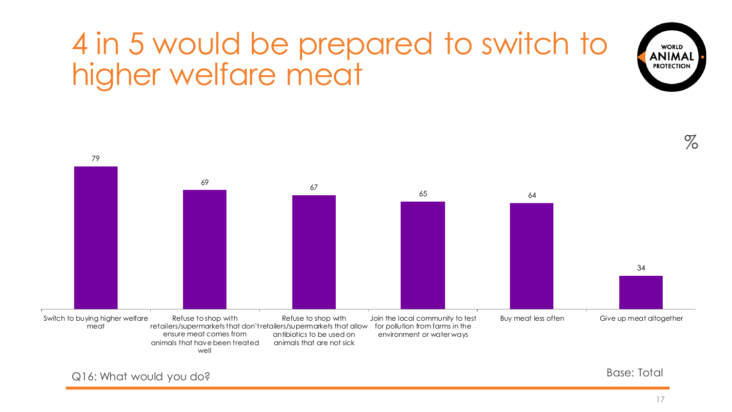# 4 in 5 would be prepared to switch to higher welfare meat

WORLD ANIMAL PROTECTION

%

| Response | % |
|---|---|
| Switch to buying higher welfare meat | 79 |
| Refuse to shop with retailers/supermarkets that don't ensure meat comes from animals that have been treated well | 69 |
| Refuse to shop with retailers/supermarkets that allow antibiotics to be used on animals that are not sick | 67 |
| Join the local community to test for pollution from farms in the environment or water ways | 65 |
| Buy meat less often | 64 |
| Give up meat altogether | 34 |

Q16: What would you do?

Base: Total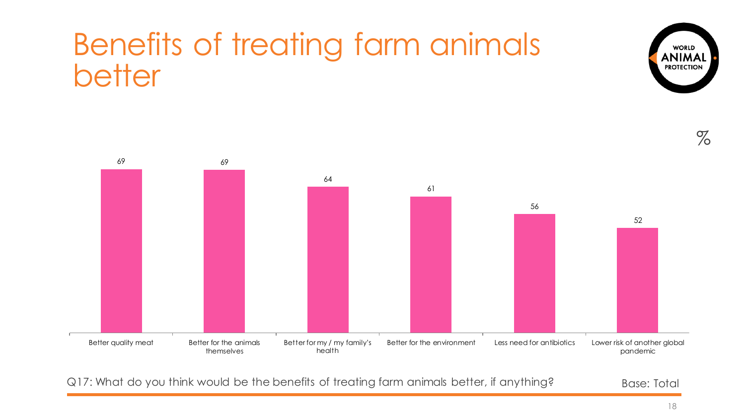# Benefits of treating farm animals better

%

| Benefit | % |
|---|---|
| Better quality meat | 69 |
| Better for the animals themselves | 69 |
| Better for my / my family's health | 64 |
| Better for the environment | 61 |
| Less need for antibiotics | 56 |
| Lower risk of another global pandemic | 52 |

Q17: What do you think would be the benefits of treating farm animals better, if anything?

Base: Total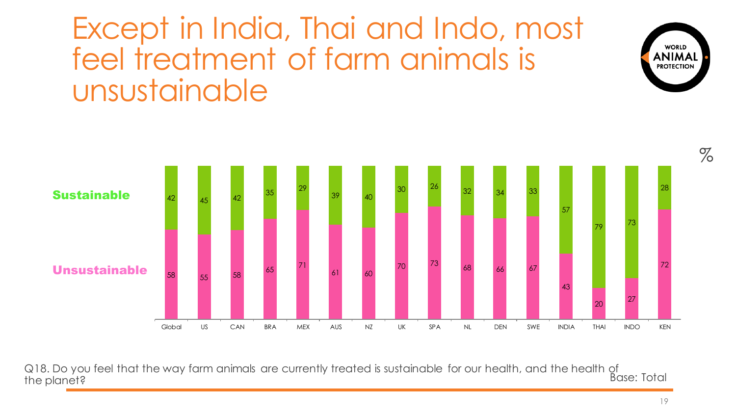# Except in India, Thai and Indo, most feel treatment of farm animals is unsustainable

WORLD ANIMAL PROTECTION

%

Sustainable

Unsustainable

Global: 42 / 58
US: 45 / 55
CAN: 42 / 58
BRA: 35 / 65
MEX: 29 / 71
AUS: 39 / 61
NZ: 40 / 60
UK: 30 / 70
SPA: 26 / 73
NL: 32 / 68
DEN: 34 / 66
SWE: 33 / 67
INDIA: 57 / 43
THAI: 79 / 20
INDO: 73 / 27
KEN: 28 / 72

Q18. Do you feel that the way farm animals are currently treated is sustainable for our health, and the health of the planet?

Base: Total